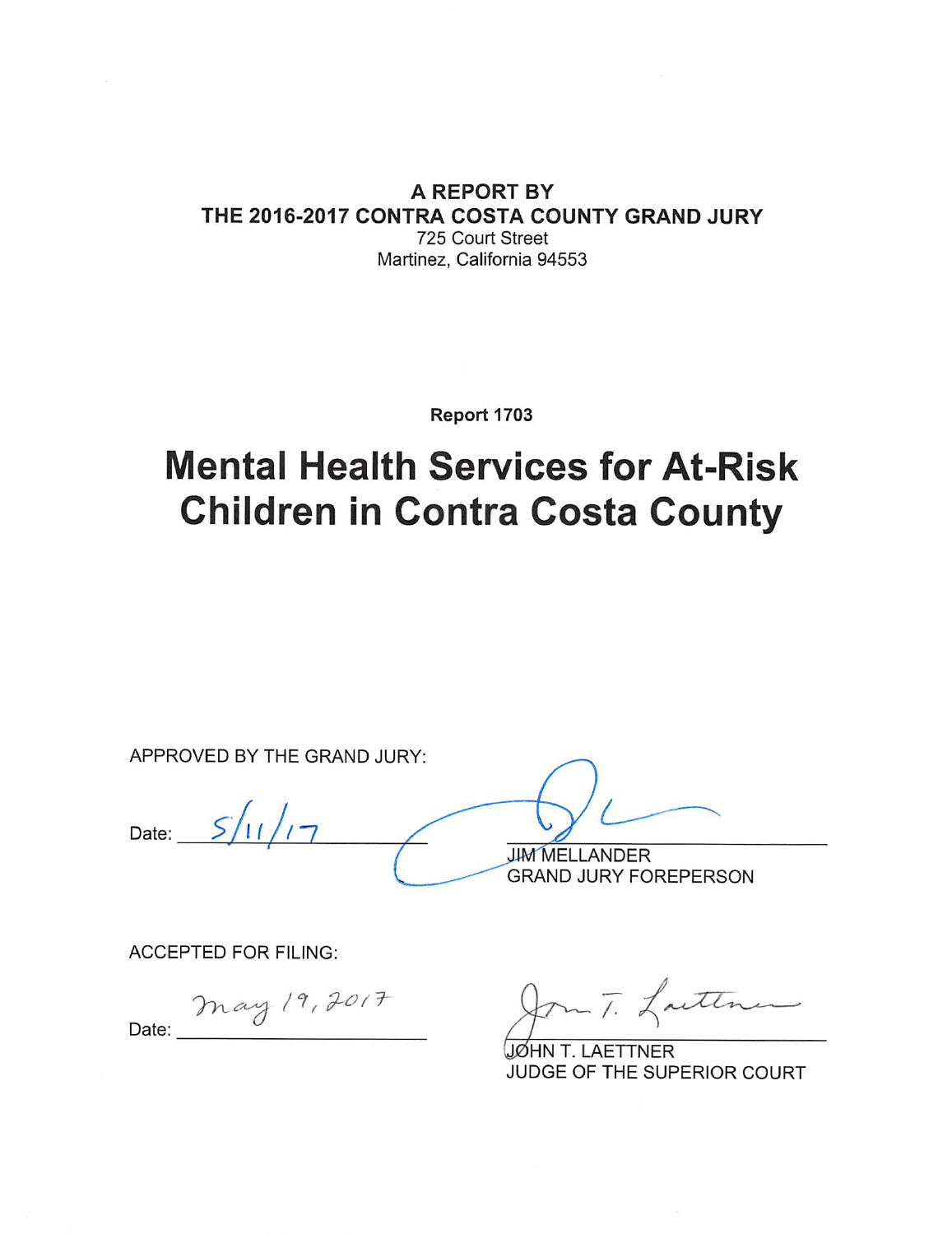**A REPORT BY**
**THE 2016-2017 CONTRA COSTA COUNTY GRAND JURY**
725 Court Street
Martinez, California 94553

**Report 1703**

# Mental Health Services for At-Risk Children in Contra Costa County

APPROVED BY THE GRAND JURY:

Date: 5/11/17

JIM MELLANDER
GRAND JURY FOREPERSON

ACCEPTED FOR FILING:

Date: May 19, 2017

JOHN T. LAETTNER
JUDGE OF THE SUPERIOR COURT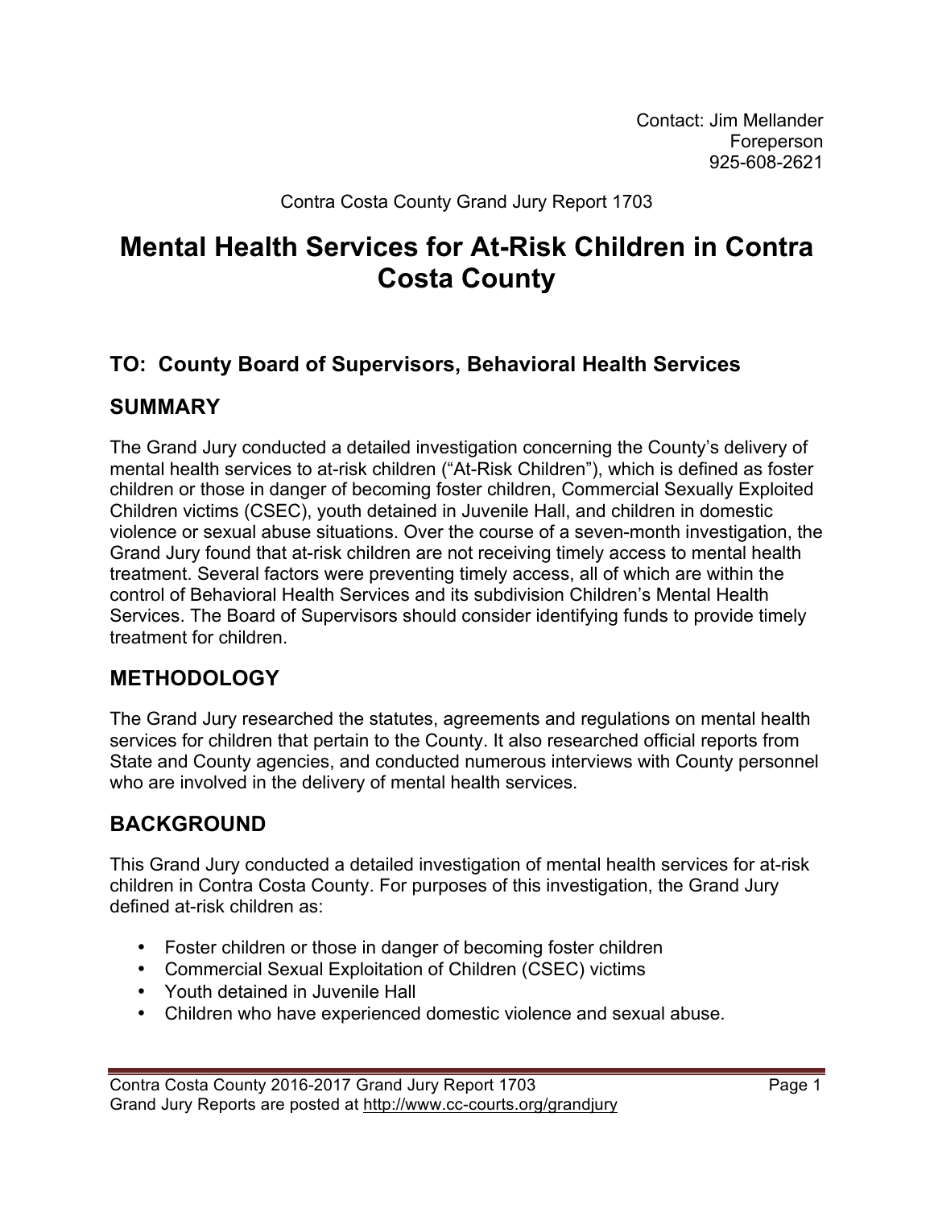Contact: Jim Mellander
Foreperson
925-608-2621

Contra Costa County Grand Jury Report 1703

# Mental Health Services for At-Risk Children in Contra Costa County

## TO: County Board of Supervisors, Behavioral Health Services

## SUMMARY

The Grand Jury conducted a detailed investigation concerning the County's delivery of mental health services to at-risk children ("At-Risk Children"), which is defined as foster children or those in danger of becoming foster children, Commercial Sexually Exploited Children victims (CSEC), youth detained in Juvenile Hall, and children in domestic violence or sexual abuse situations. Over the course of a seven-month investigation, the Grand Jury found that at-risk children are not receiving timely access to mental health treatment. Several factors were preventing timely access, all of which are within the control of Behavioral Health Services and its subdivision Children's Mental Health Services. The Board of Supervisors should consider identifying funds to provide timely treatment for children.

## METHODOLOGY

The Grand Jury researched the statutes, agreements and regulations on mental health services for children that pertain to the County. It also researched official reports from State and County agencies, and conducted numerous interviews with County personnel who are involved in the delivery of mental health services.

## BACKGROUND

This Grand Jury conducted a detailed investigation of mental health services for at-risk children in Contra Costa County. For purposes of this investigation, the Grand Jury defined at-risk children as:

- Foster children or those in danger of becoming foster children
- Commercial Sexual Exploitation of Children (CSEC) victims
- Youth detained in Juvenile Hall
- Children who have experienced domestic violence and sexual abuse.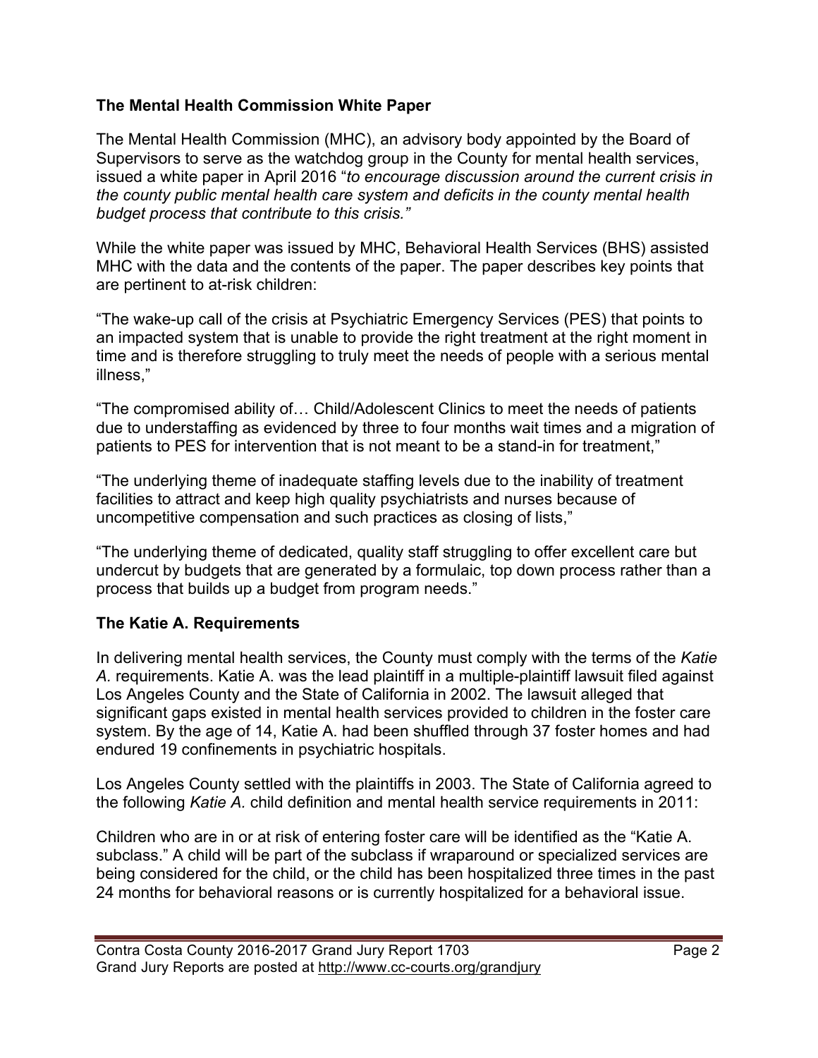## The Mental Health Commission White Paper

The Mental Health Commission (MHC), an advisory body appointed by the Board of Supervisors to serve as the watchdog group in the County for mental health services, issued a white paper in April 2016 "*to encourage discussion around the current crisis in the county public mental health care system and deficits in the county mental health budget process that contribute to this crisis.*"

While the white paper was issued by MHC, Behavioral Health Services (BHS) assisted MHC with the data and the contents of the paper. The paper describes key points that are pertinent to at-risk children:

"The wake-up call of the crisis at Psychiatric Emergency Services (PES) that points to an impacted system that is unable to provide the right treatment at the right moment in time and is therefore struggling to truly meet the needs of people with a serious mental illness,"

"The compromised ability of… Child/Adolescent Clinics to meet the needs of patients due to understaffing as evidenced by three to four months wait times and a migration of patients to PES for intervention that is not meant to be a stand-in for treatment,"

"The underlying theme of inadequate staffing levels due to the inability of treatment facilities to attract and keep high quality psychiatrists and nurses because of uncompetitive compensation and such practices as closing of lists,"

"The underlying theme of dedicated, quality staff struggling to offer excellent care but undercut by budgets that are generated by a formulaic, top down process rather than a process that builds up a budget from program needs."

## The Katie A. Requirements

In delivering mental health services, the County must comply with the terms of the *Katie A.* requirements. Katie A. was the lead plaintiff in a multiple-plaintiff lawsuit filed against Los Angeles County and the State of California in 2002. The lawsuit alleged that significant gaps existed in mental health services provided to children in the foster care system. By the age of 14, Katie A. had been shuffled through 37 foster homes and had endured 19 confinements in psychiatric hospitals.

Los Angeles County settled with the plaintiffs in 2003. The State of California agreed to the following *Katie A.* child definition and mental health service requirements in 2011:

Children who are in or at risk of entering foster care will be identified as the "Katie A. subclass." A child will be part of the subclass if wraparound or specialized services are being considered for the child, or the child has been hospitalized three times in the past 24 months for behavioral reasons or is currently hospitalized for a behavioral issue.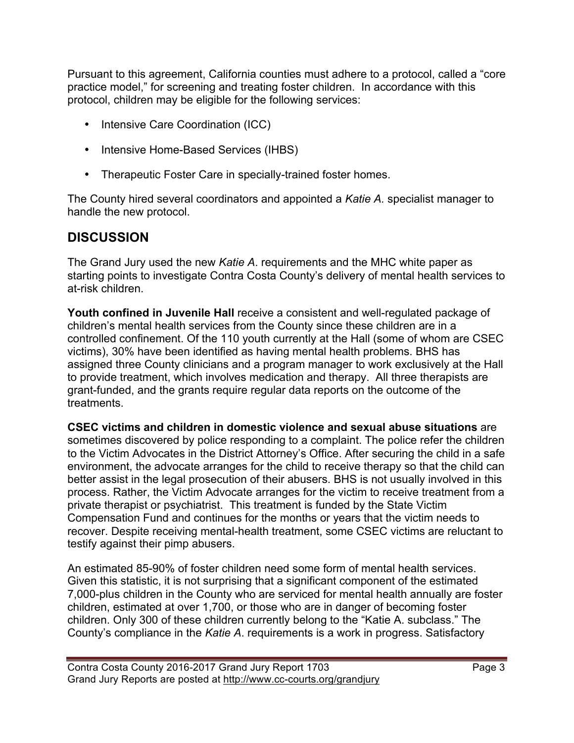Pursuant to this agreement, California counties must adhere to a protocol, called a "core practice model," for screening and treating foster children. In accordance with this protocol, children may be eligible for the following services:

- Intensive Care Coordination (ICC)
- Intensive Home-Based Services (IHBS)
- Therapeutic Foster Care in specially-trained foster homes.

The County hired several coordinators and appointed a *Katie A.* specialist manager to handle the new protocol.

## DISCUSSION

The Grand Jury used the new *Katie A*. requirements and the MHC white paper as starting points to investigate Contra Costa County's delivery of mental health services to at-risk children.

**Youth confined in Juvenile Hall** receive a consistent and well-regulated package of children's mental health services from the County since these children are in a controlled confinement. Of the 110 youth currently at the Hall (some of whom are CSEC victims), 30% have been identified as having mental health problems. BHS has assigned three County clinicians and a program manager to work exclusively at the Hall to provide treatment, which involves medication and therapy. All three therapists are grant-funded, and the grants require regular data reports on the outcome of the treatments.

**CSEC victims and children in domestic violence and sexual abuse situations** are sometimes discovered by police responding to a complaint. The police refer the children to the Victim Advocates in the District Attorney's Office. After securing the child in a safe environment, the advocate arranges for the child to receive therapy so that the child can better assist in the legal prosecution of their abusers. BHS is not usually involved in this process. Rather, the Victim Advocate arranges for the victim to receive treatment from a private therapist or psychiatrist. This treatment is funded by the State Victim Compensation Fund and continues for the months or years that the victim needs to recover. Despite receiving mental-health treatment, some CSEC victims are reluctant to testify against their pimp abusers.

An estimated 85-90% of foster children need some form of mental health services. Given this statistic, it is not surprising that a significant component of the estimated 7,000-plus children in the County who are serviced for mental health annually are foster children, estimated at over 1,700, or those who are in danger of becoming foster children. Only 300 of these children currently belong to the "Katie A. subclass." The County's compliance in the *Katie A*. requirements is a work in progress. Satisfactory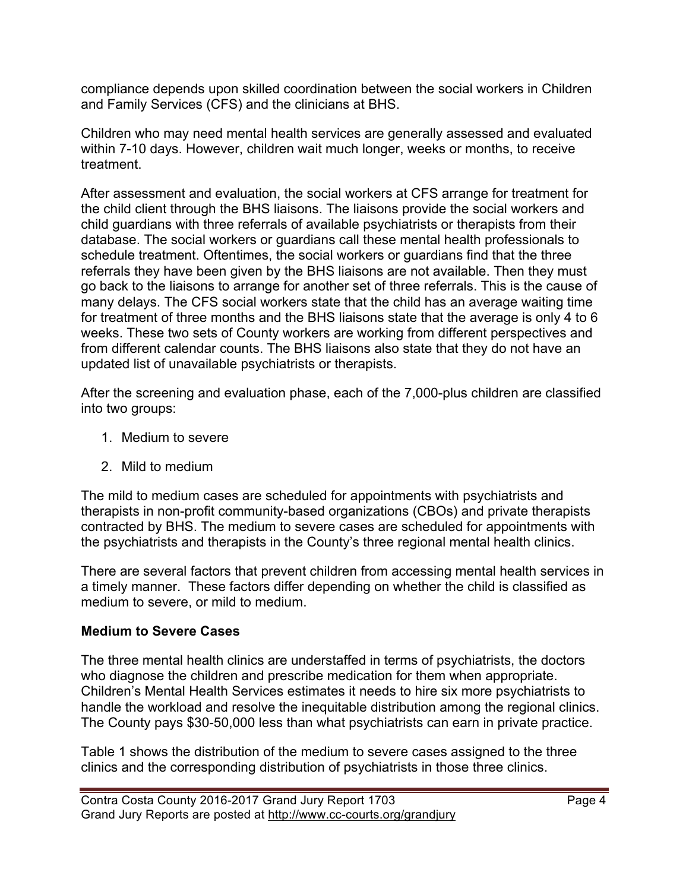compliance depends upon skilled coordination between the social workers in Children and Family Services (CFS) and the clinicians at BHS.

Children who may need mental health services are generally assessed and evaluated within 7-10 days. However, children wait much longer, weeks or months, to receive treatment.

After assessment and evaluation, the social workers at CFS arrange for treatment for the child client through the BHS liaisons. The liaisons provide the social workers and child guardians with three referrals of available psychiatrists or therapists from their database. The social workers or guardians call these mental health professionals to schedule treatment. Oftentimes, the social workers or guardians find that the three referrals they have been given by the BHS liaisons are not available. Then they must go back to the liaisons to arrange for another set of three referrals. This is the cause of many delays. The CFS social workers state that the child has an average waiting time for treatment of three months and the BHS liaisons state that the average is only 4 to 6 weeks. These two sets of County workers are working from different perspectives and from different calendar counts. The BHS liaisons also state that they do not have an updated list of unavailable psychiatrists or therapists.

After the screening and evaluation phase, each of the 7,000-plus children are classified into two groups:

1. Medium to severe
2. Mild to medium

The mild to medium cases are scheduled for appointments with psychiatrists and therapists in non-profit community-based organizations (CBOs) and private therapists contracted by BHS. The medium to severe cases are scheduled for appointments with the psychiatrists and therapists in the County's three regional mental health clinics.

There are several factors that prevent children from accessing mental health services in a timely manner. These factors differ depending on whether the child is classified as medium to severe, or mild to medium.

**Medium to Severe Cases**

The three mental health clinics are understaffed in terms of psychiatrists, the doctors who diagnose the children and prescribe medication for them when appropriate. Children's Mental Health Services estimates it needs to hire six more psychiatrists to handle the workload and resolve the inequitable distribution among the regional clinics. The County pays $30-50,000 less than what psychiatrists can earn in private practice.

Table 1 shows the distribution of the medium to severe cases assigned to the three clinics and the corresponding distribution of psychiatrists in those three clinics.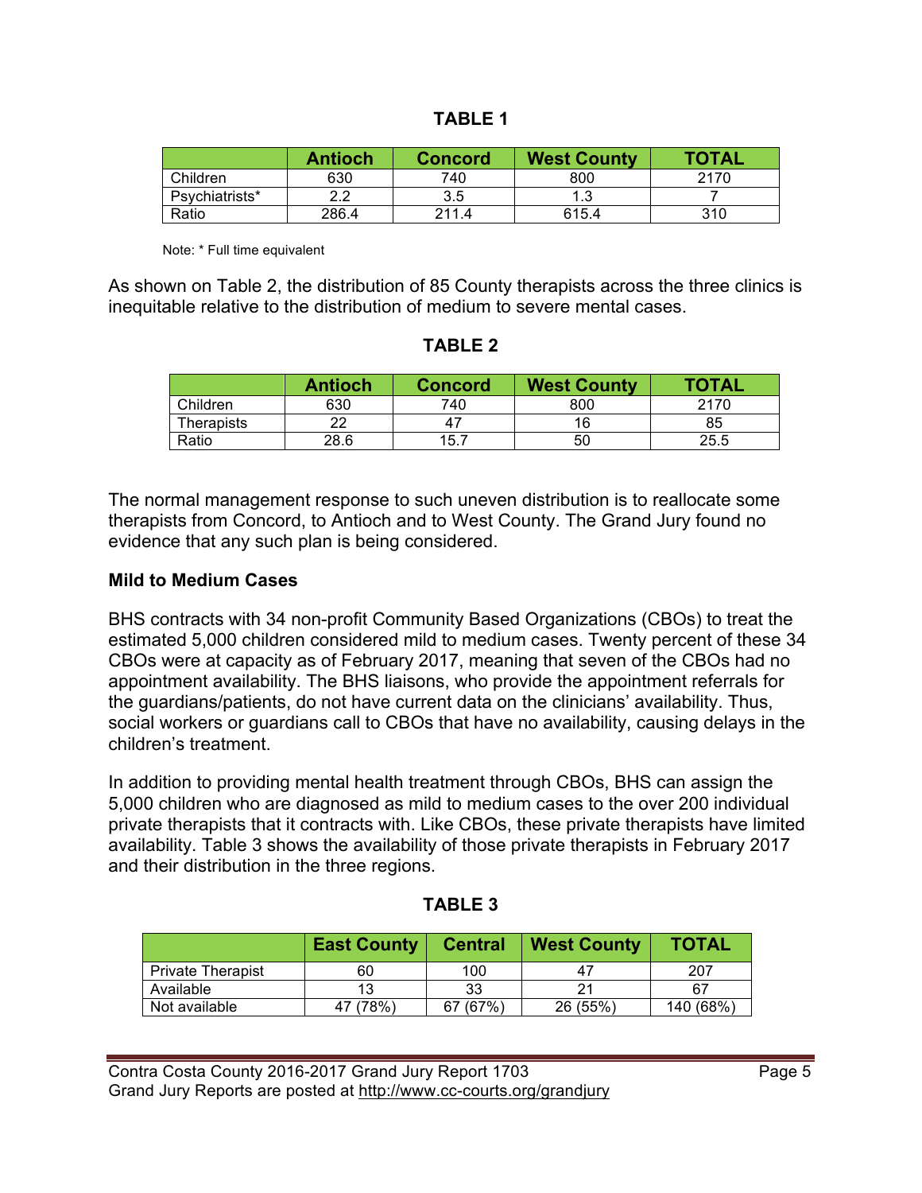**TABLE 1**

| | Antioch | Concord | West County | TOTAL |
|---|---|---|---|---|
| Children | 630 | 740 | 800 | 2170 |
| Psychiatrists* | 2.2 | 3.5 | 1.3 | 7 |
| Ratio | 286.4 | 211.4 | 615.4 | 310 |

Note: * Full time equivalent

As shown on Table 2, the distribution of 85 County therapists across the three clinics is inequitable relative to the distribution of medium to severe mental cases.

**TABLE 2**

| | Antioch | Concord | West County | TOTAL |
|---|---|---|---|---|
| Children | 630 | 740 | 800 | 2170 |
| Therapists | 22 | 47 | 16 | 85 |
| Ratio | 28.6 | 15.7 | 50 | 25.5 |

The normal management response to such uneven distribution is to reallocate some therapists from Concord, to Antioch and to West County. The Grand Jury found no evidence that any such plan is being considered.

**Mild to Medium Cases**

BHS contracts with 34 non-profit Community Based Organizations (CBOs) to treat the estimated 5,000 children considered mild to medium cases. Twenty percent of these 34 CBOs were at capacity as of February 2017, meaning that seven of the CBOs had no appointment availability. The BHS liaisons, who provide the appointment referrals for the guardians/patients, do not have current data on the clinicians' availability. Thus, social workers or guardians call to CBOs that have no availability, causing delays in the children's treatment.

In addition to providing mental health treatment through CBOs, BHS can assign the 5,000 children who are diagnosed as mild to medium cases to the over 200 individual private therapists that it contracts with. Like CBOs, these private therapists have limited availability. Table 3 shows the availability of those private therapists in February 2017 and their distribution in the three regions.

**TABLE 3**

| | East County | Central | West County | TOTAL |
|---|---|---|---|---|
| Private Therapist | 60 | 100 | 47 | 207 |
| Available | 13 | 33 | 21 | 67 |
| Not available | 47 (78%) | 67 (67%) | 26 (55%) | 140 (68%) |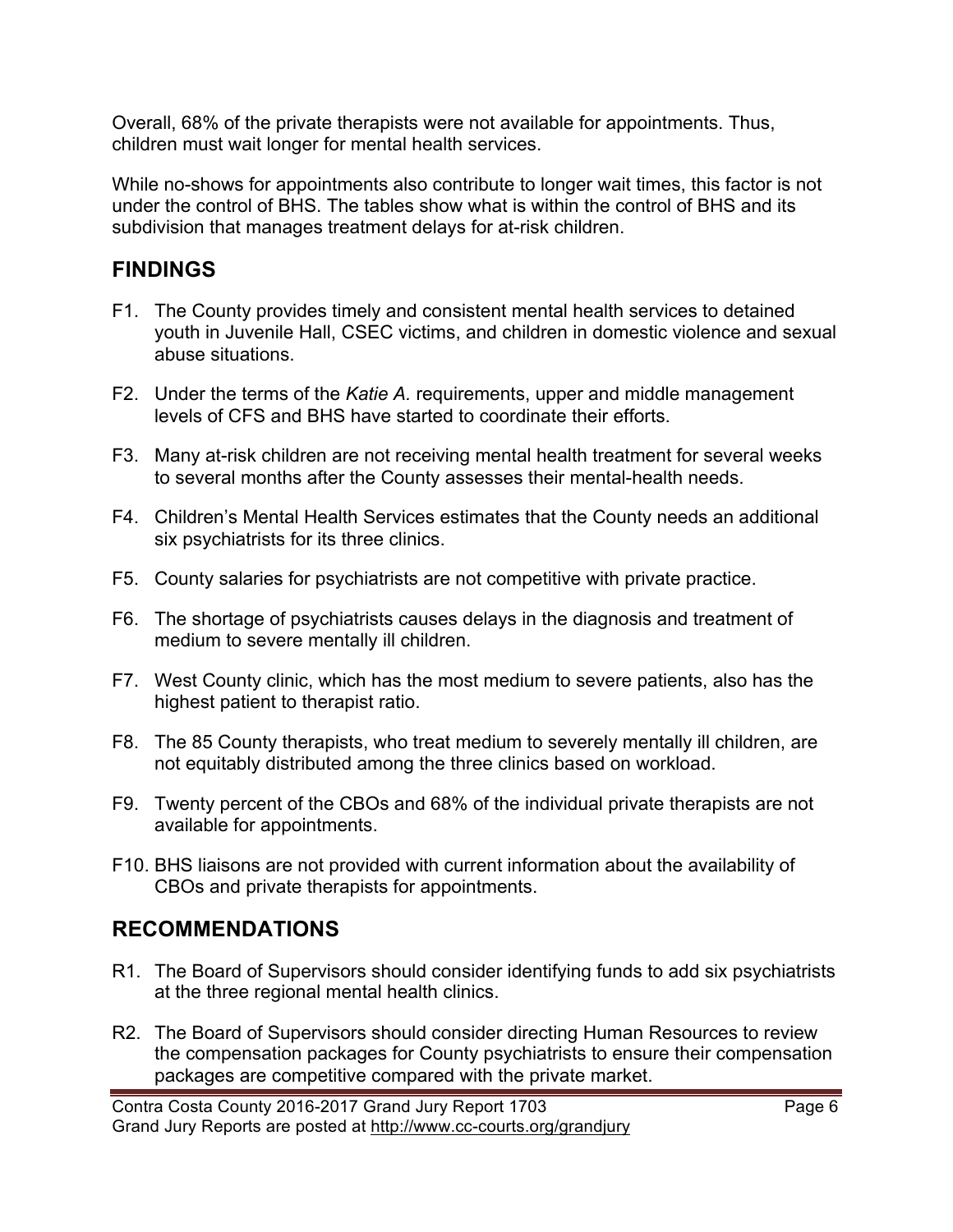Overall, 68% of the private therapists were not available for appointments. Thus, children must wait longer for mental health services.

While no-shows for appointments also contribute to longer wait times, this factor is not under the control of BHS. The tables show what is within the control of BHS and its subdivision that manages treatment delays for at-risk children.

## FINDINGS

F1. The County provides timely and consistent mental health services to detained youth in Juvenile Hall, CSEC victims, and children in domestic violence and sexual abuse situations.

F2. Under the terms of the *Katie A.* requirements, upper and middle management levels of CFS and BHS have started to coordinate their efforts.

F3. Many at-risk children are not receiving mental health treatment for several weeks to several months after the County assesses their mental-health needs.

F4. Children's Mental Health Services estimates that the County needs an additional six psychiatrists for its three clinics.

F5. County salaries for psychiatrists are not competitive with private practice.

F6. The shortage of psychiatrists causes delays in the diagnosis and treatment of medium to severe mentally ill children.

F7. West County clinic, which has the most medium to severe patients, also has the highest patient to therapist ratio.

F8. The 85 County therapists, who treat medium to severely mentally ill children, are not equitably distributed among the three clinics based on workload.

F9. Twenty percent of the CBOs and 68% of the individual private therapists are not available for appointments.

F10. BHS liaisons are not provided with current information about the availability of CBOs and private therapists for appointments.

## RECOMMENDATIONS

R1. The Board of Supervisors should consider identifying funds to add six psychiatrists at the three regional mental health clinics.

R2. The Board of Supervisors should consider directing Human Resources to review the compensation packages for County psychiatrists to ensure their compensation packages are competitive compared with the private market.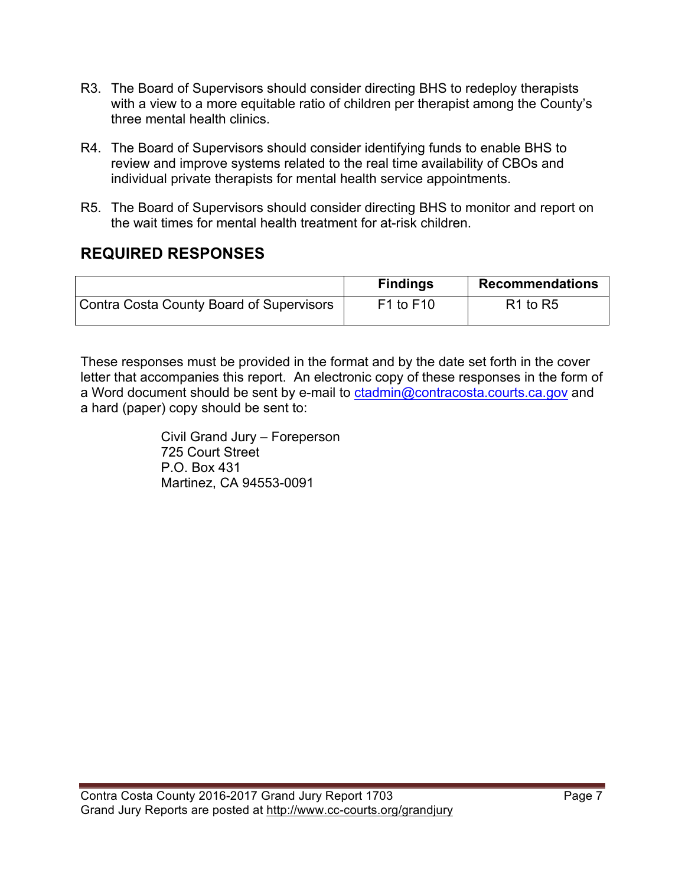R3. The Board of Supervisors should consider directing BHS to redeploy therapists with a view to a more equitable ratio of children per therapist among the County's three mental health clinics.

R4. The Board of Supervisors should consider identifying funds to enable BHS to review and improve systems related to the real time availability of CBOs and individual private therapists for mental health service appointments.

R5. The Board of Supervisors should consider directing BHS to monitor and report on the wait times for mental health treatment for at-risk children.

## REQUIRED RESPONSES

| | Findings | Recommendations |
|---|---|---|
| Contra Costa County Board of Supervisors | F1 to F10 | R1 to R5 |

These responses must be provided in the format and by the date set forth in the cover letter that accompanies this report. An electronic copy of these responses in the form of a Word document should be sent by e-mail to ctadmin@contracosta.courts.ca.gov and a hard (paper) copy should be sent to:

Civil Grand Jury – Foreperson
725 Court Street
P.O. Box 431
Martinez, CA 94553-0091